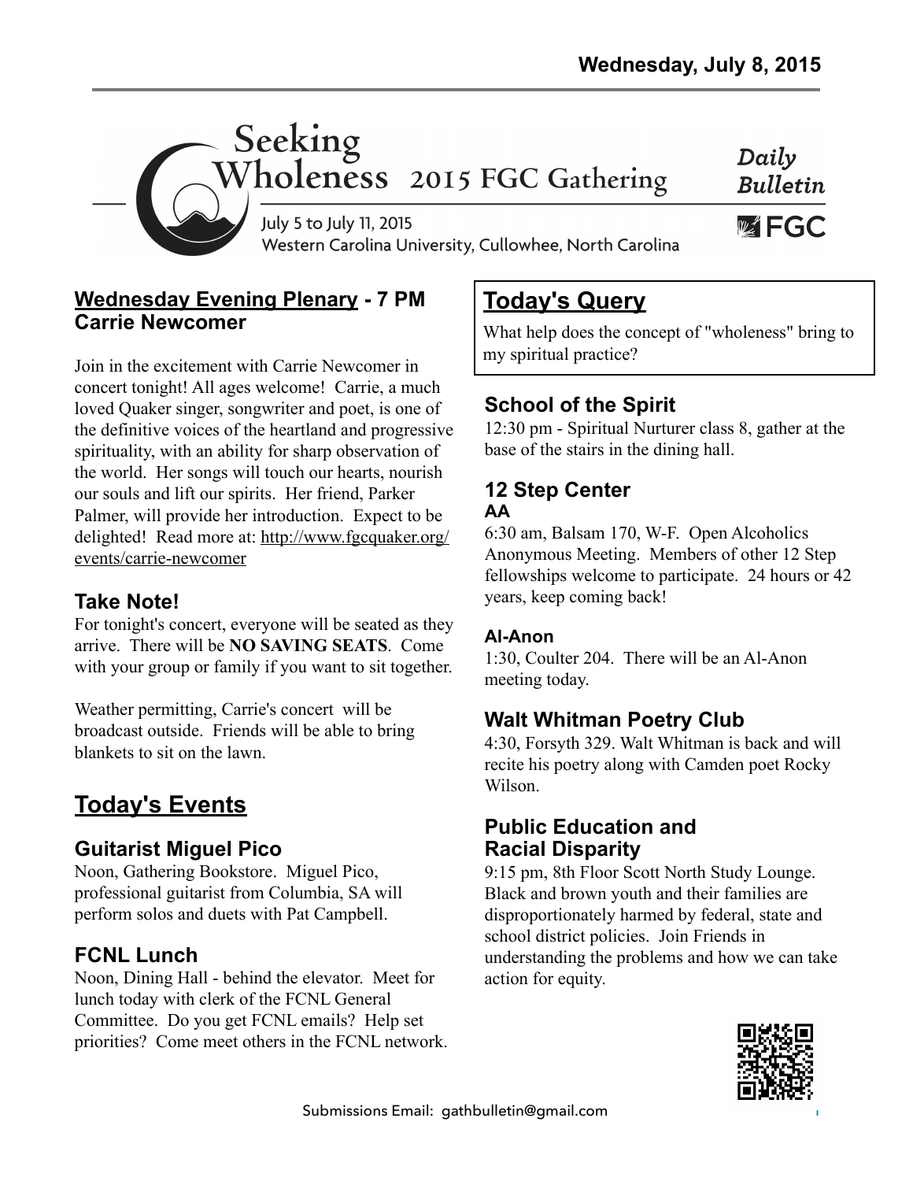Wednesday, July 8, 2015

# Seeking Wholeness 2015 FGC Gathering

July 5 to July 11, 2015
Western Carolina University, Cullowhee, North Carolina

**Daily Bulletin**

FGC

## Wednesday Evening Plenary - 7 PM Carrie Newcomer

Join in the excitement with Carrie Newcomer in concert tonight! All ages welcome! Carrie, a much loved Quaker singer, songwriter and poet, is one of the definitive voices of the heartland and progressive spirituality, with an ability for sharp observation of the world. Her songs will touch our hearts, nourish our souls and lift our spirits. Her friend, Parker Palmer, will provide her introduction. Expect to be delighted! Read more at: http://www.fgcquaker.org/events/carrie-newcomer

### Take Note!

For tonight's concert, everyone will be seated as they arrive. There will be **NO SAVING SEATS**. Come with your group or family if you want to sit together.

Weather permitting, Carrie's concert will be broadcast outside. Friends will be able to bring blankets to sit on the lawn.

## Today's Events

### Guitarist Miguel Pico

Noon, Gathering Bookstore. Miguel Pico, professional guitarist from Columbia, SA will perform solos and duets with Pat Campbell.

### FCNL Lunch

Noon, Dining Hall - behind the elevator. Meet for lunch today with clerk of the FCNL General Committee. Do you get FCNL emails? Help set priorities? Come meet others in the FCNL network.

## Today's Query

What help does the concept of "wholeness" bring to my spiritual practice?

### School of the Spirit

12:30 pm - Spiritual Nurturer class 8, gather at the base of the stairs in the dining hall.

### 12 Step Center

#### AA

6:30 am, Balsam 170, W-F. Open Alcoholics Anonymous Meeting. Members of other 12 Step fellowships welcome to participate. 24 hours or 42 years, keep coming back!

#### Al-Anon

1:30, Coulter 204. There will be an Al-Anon meeting today.

### Walt Whitman Poetry Club

4:30, Forsyth 329. Walt Whitman is back and will recite his poetry along with Camden poet Rocky Wilson.

### Public Education and Racial Disparity

9:15 pm, 8th Floor Scott North Study Lounge. Black and brown youth and their families are disproportionately harmed by federal, state and school district policies. Join Friends in understanding the problems and how we can take action for equity.

Submissions Email: gathbulletin@gmail.com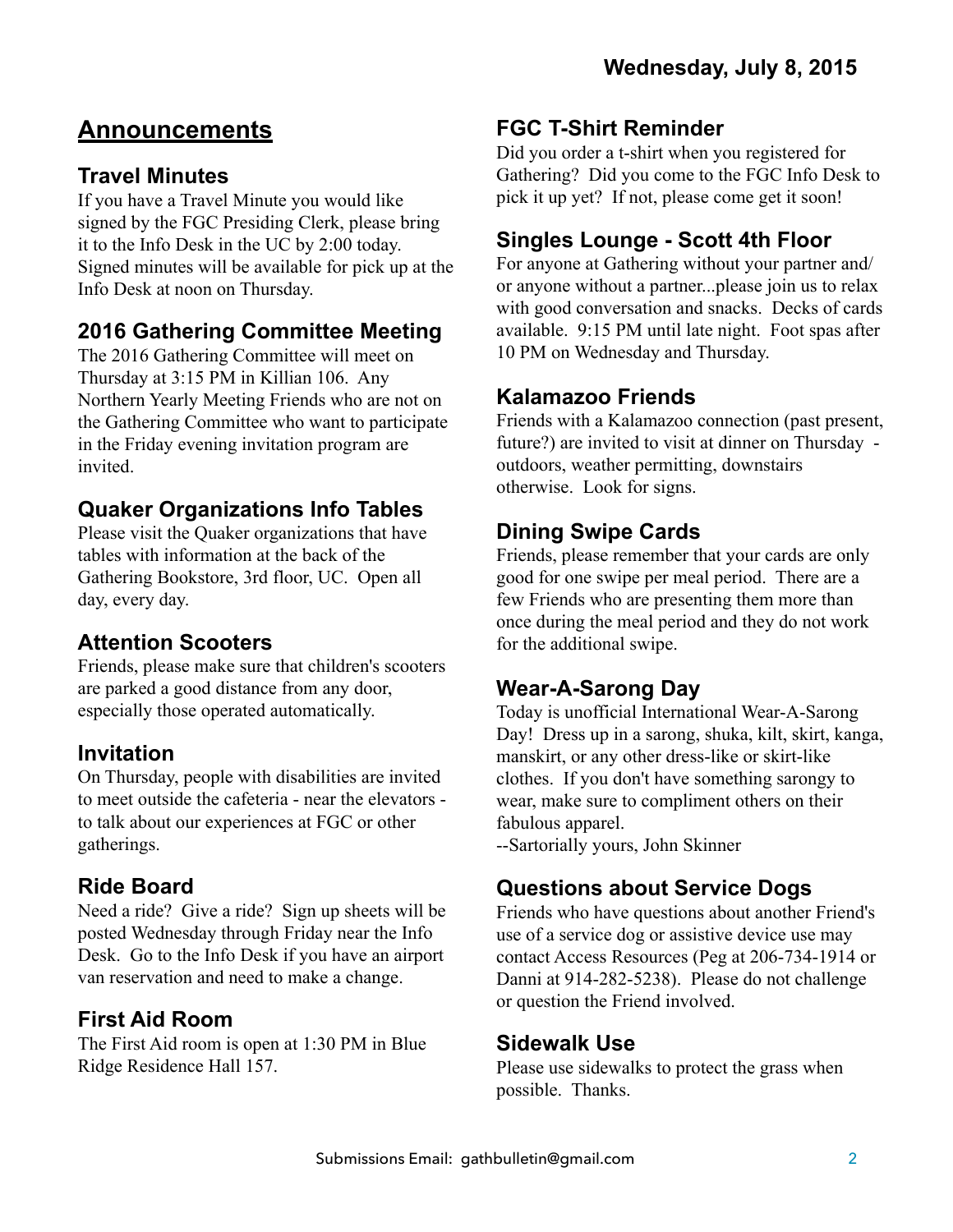Wednesday, July 8, 2015

# Announcements

## Travel Minutes

If you have a Travel Minute you would like signed by the FGC Presiding Clerk, please bring it to the Info Desk in the UC by 2:00 today. Signed minutes will be available for pick up at the Info Desk at noon on Thursday.

## 2016 Gathering Committee Meeting

The 2016 Gathering Committee will meet on Thursday at 3:15 PM in Killian 106. Any Northern Yearly Meeting Friends who are not on the Gathering Committee who want to participate in the Friday evening invitation program are invited.

## Quaker Organizations Info Tables

Please visit the Quaker organizations that have tables with information at the back of the Gathering Bookstore, 3rd floor, UC. Open all day, every day.

## Attention Scooters

Friends, please make sure that children's scooters are parked a good distance from any door, especially those operated automatically.

## Invitation

On Thursday, people with disabilities are invited to meet outside the cafeteria - near the elevators - to talk about our experiences at FGC or other gatherings.

## Ride Board

Need a ride? Give a ride? Sign up sheets will be posted Wednesday through Friday near the Info Desk. Go to the Info Desk if you have an airport van reservation and need to make a change.

## First Aid Room

The First Aid room is open at 1:30 PM in Blue Ridge Residence Hall 157.

## FGC T-Shirt Reminder

Did you order a t-shirt when you registered for Gathering? Did you come to the FGC Info Desk to pick it up yet? If not, please come get it soon!

## Singles Lounge - Scott 4th Floor

For anyone at Gathering without your partner and/or anyone without a partner...please join us to relax with good conversation and snacks. Decks of cards available. 9:15 PM until late night. Foot spas after 10 PM on Wednesday and Thursday.

## Kalamazoo Friends

Friends with a Kalamazoo connection (past present, future?) are invited to visit at dinner on Thursday - outdoors, weather permitting, downstairs otherwise. Look for signs.

## Dining Swipe Cards

Friends, please remember that your cards are only good for one swipe per meal period. There are a few Friends who are presenting them more than once during the meal period and they do not work for the additional swipe.

## Wear-A-Sarong Day

Today is unofficial International Wear-A-Sarong Day! Dress up in a sarong, shuka, kilt, skirt, kanga, manskirt, or any other dress-like or skirt-like clothes. If you don't have something sarongy to wear, make sure to compliment others on their fabulous apparel.

--Sartorially yours, John Skinner

## Questions about Service Dogs

Friends who have questions about another Friend's use of a service dog or assistive device use may contact Access Resources (Peg at 206-734-1914 or Danni at 914-282-5238). Please do not challenge or question the Friend involved.

## Sidewalk Use

Please use sidewalks to protect the grass when possible. Thanks.

Submissions Email: gathbulletin@gmail.com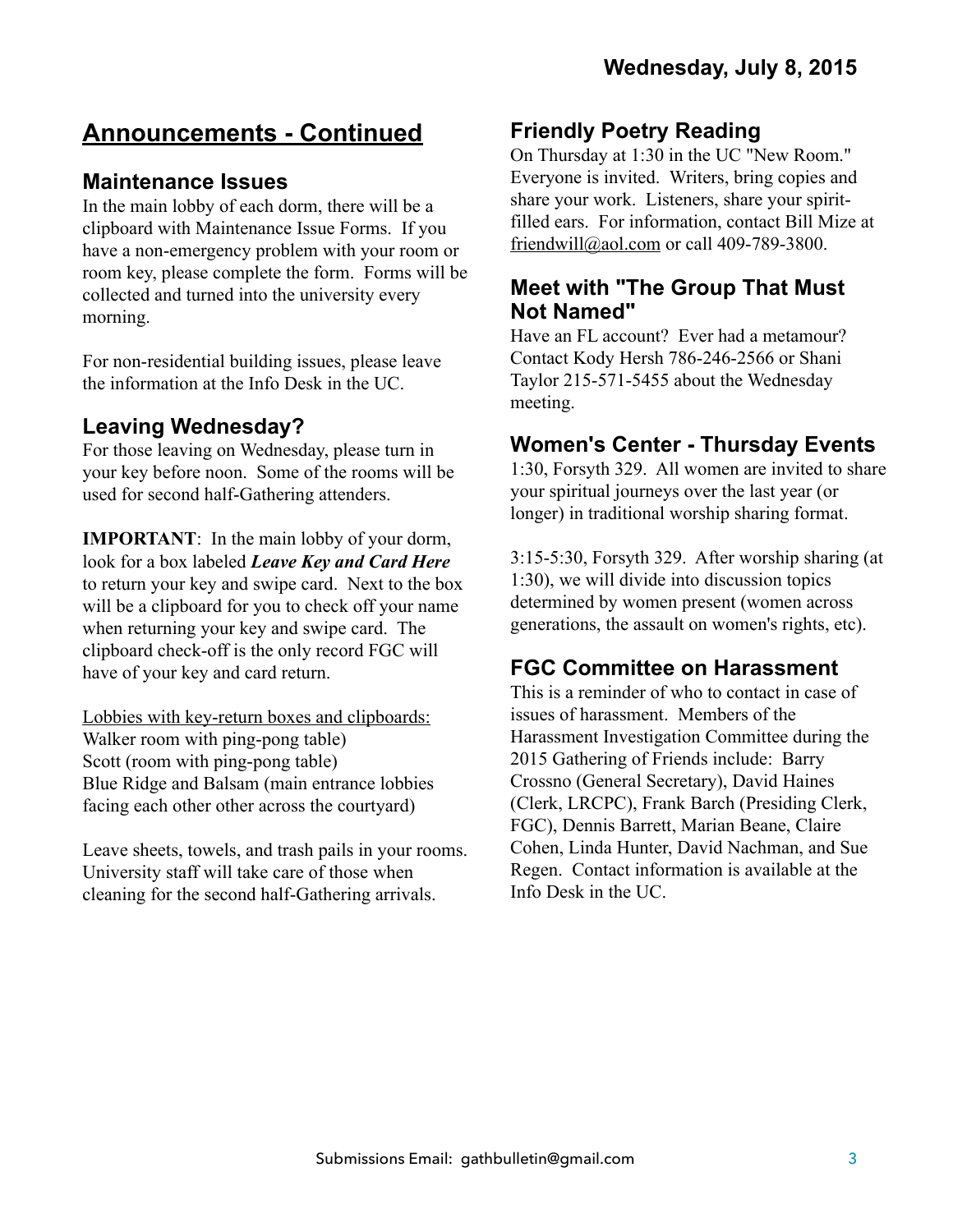Wednesday, July 8, 2015

## Announcements - Continued

### Maintenance Issues

In the main lobby of each dorm, there will be a clipboard with Maintenance Issue Forms. If you have a non-emergency problem with your room or room key, please complete the form. Forms will be collected and turned into the university every morning.

For non-residential building issues, please leave the information at the Info Desk in the UC.

### Leaving Wednesday?

For those leaving on Wednesday, please turn in your key before noon. Some of the rooms will be used for second half-Gathering attenders.

**IMPORTANT**: In the main lobby of your dorm, look for a box labeled ***Leave Key and Card Here*** to return your key and swipe card. Next to the box will be a clipboard for you to check off your name when returning your key and swipe card. The clipboard check-off is the only record FGC will have of your key and card return.

Lobbies with key-return boxes and clipboards:
Walker room with ping-pong table)
Scott (room with ping-pong table)
Blue Ridge and Balsam (main entrance lobbies facing each other other across the courtyard)

Leave sheets, towels, and trash pails in your rooms. University staff will take care of those when cleaning for the second half-Gathering arrivals.

### Friendly Poetry Reading

On Thursday at 1:30 in the UC "New Room." Everyone is invited. Writers, bring copies and share your work. Listeners, share your spirit-filled ears. For information, contact Bill Mize at friendwill@aol.com or call 409-789-3800.

### Meet with "The Group That Must Not Named"

Have an FL account? Ever had a metamour? Contact Kody Hersh 786-246-2566 or Shani Taylor 215-571-5455 about the Wednesday meeting.

### Women's Center - Thursday Events

1:30, Forsyth 329. All women are invited to share your spiritual journeys over the last year (or longer) in traditional worship sharing format.

3:15-5:30, Forsyth 329. After worship sharing (at 1:30), we will divide into discussion topics determined by women present (women across generations, the assault on women's rights, etc).

### FGC Committee on Harassment

This is a reminder of who to contact in case of issues of harassment. Members of the Harassment Investigation Committee during the 2015 Gathering of Friends include: Barry Crossno (General Secretary), David Haines (Clerk, LRCPC), Frank Barch (Presiding Clerk, FGC), Dennis Barrett, Marian Beane, Claire Cohen, Linda Hunter, David Nachman, and Sue Regen. Contact information is available at the Info Desk in the UC.

Submissions Email: gathbulletin@gmail.com